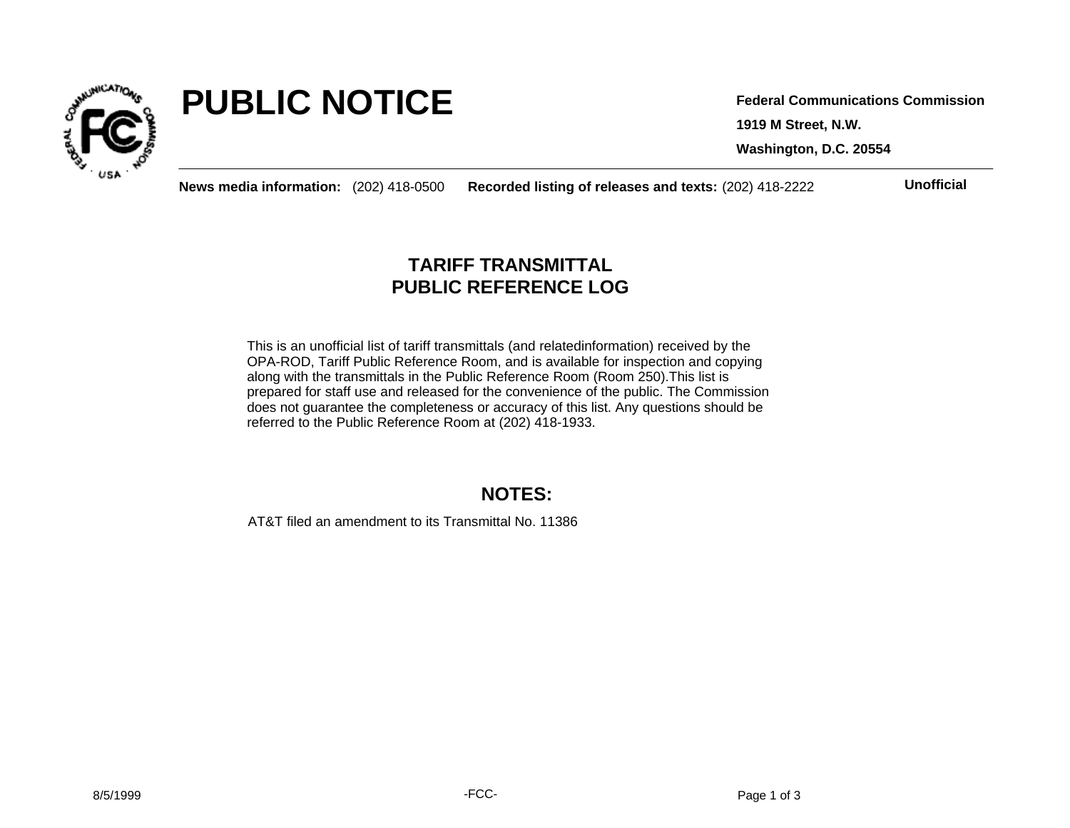# PUBLIC NOTICE

**Federal Communications Commission**

**1919 M Street, N.W.**

**Washington, D.C. 20554**

**News media information:** (202) 418-0500 **Recorded listing of releases and texts:** (202) 418-2222

**Unofficial**

## TARIFF TRANSMITTAL
## PUBLIC REFERENCE LOG

This is an unofficial list of tariff transmittals (and relatedinformation) received by the OPA-ROD, Tariff Public Reference Room, and is available for inspection and copying along with the transmittals in the Public Reference Room (Room 250).This list is prepared for staff use and released for the convenience of the public. The Commission does not guarantee the completeness or accuracy of this list. Any questions should be referred to the Public Reference Room at (202) 418-1933.

## NOTES:

AT&T filed an amendment to its Transmittal No. 11386

8/5/1999

-FCC-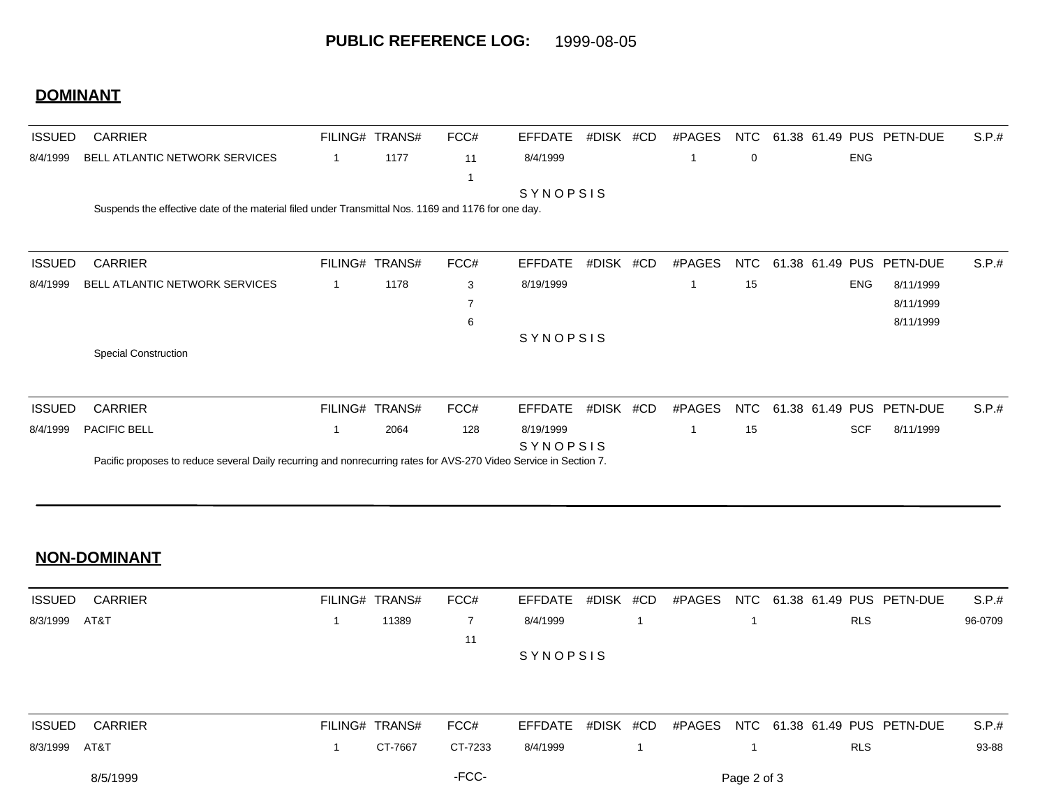**PUBLIC REFERENCE LOG:** 1999-08-05

## DOMINANT

| ISSUED | CARRIER | FILING# | TRANS# | FCC# | EFFDATE | #DISK | #CD | #PAGES | NTC | 61.38 | 61.49 | PUS | PETN-DUE | S.P.# |
|---|---|---|---|---|---|---|---|---|---|---|---|---|---|---|
| 8/4/1999 | BELL ATLANTIC NETWORK SERVICES | 1 | 1177 | 11 | 8/4/1999 | | | 1 | 0 | | | ENG | | |
| | | | | 1 | | | | | | | | | | |

SYNOPSIS

Suspends the effective date of the material filed under Transmittal Nos. 1169 and 1176 for one day.

| ISSUED | CARRIER | FILING# | TRANS# | FCC# | EFFDATE | #DISK | #CD | #PAGES | NTC | 61.38 | 61.49 | PUS | PETN-DUE | S.P.# |
|---|---|---|---|---|---|---|---|---|---|---|---|---|---|---|
| 8/4/1999 | BELL ATLANTIC NETWORK SERVICES | 1 | 1178 | 3 | 8/19/1999 | | | 1 | 15 | | | ENG | 8/11/1999 | |
| | | | | 7 | | | | | | | | | 8/11/1999 | |
| | | | | 6 | | | | | | | | | 8/11/1999 | |

SYNOPSIS

Special Construction

| ISSUED | CARRIER | FILING# | TRANS# | FCC# | EFFDATE | #DISK | #CD | #PAGES | NTC | 61.38 | 61.49 | PUS | PETN-DUE | S.P.# |
|---|---|---|---|---|---|---|---|---|---|---|---|---|---|---|
| 8/4/1999 | PACIFIC BELL | 1 | 2064 | 128 | 8/19/1999 | | | 1 | 15 | | | SCF | 8/11/1999 | |

SYNOPSIS

Pacific proposes to reduce several Daily recurring and nonrecurring rates for AVS-270 Video Service in Section 7.

## NON-DOMINANT

| ISSUED | CARRIER | FILING# | TRANS# | FCC# | EFFDATE | #DISK | #CD | #PAGES | NTC | 61.38 | 61.49 | PUS | PETN-DUE | S.P.# |
|---|---|---|---|---|---|---|---|---|---|---|---|---|---|---|
| 8/3/1999 | AT&T | 1 | 11389 | 7 | 8/4/1999 | | 1 | | 1 | | | RLS | | 96-0709 |
| | | | | 11 | | | | | | | | | | |

SYNOPSIS

| ISSUED | CARRIER | FILING# | TRANS# | FCC# | EFFDATE | #DISK | #CD | #PAGES | NTC | 61.38 | 61.49 | PUS | PETN-DUE | S.P.# |
|---|---|---|---|---|---|---|---|---|---|---|---|---|---|---|
| 8/3/1999 | AT&T | 1 | CT-7667 | CT-7233 | 8/4/1999 | | 1 | | 1 | | | RLS | | 93-88 |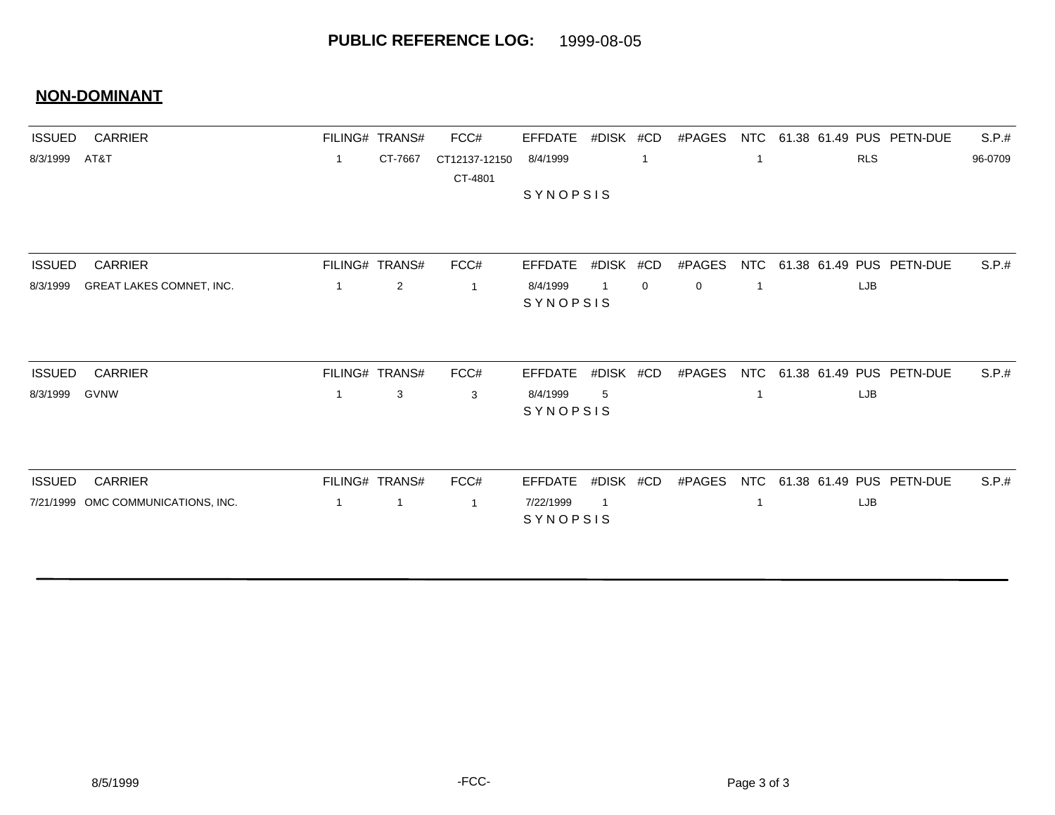## PUBLIC REFERENCE LOG: 1999-08-05

### NON-DOMINANT

| ISSUED | CARRIER | FILING# | TRANS# | FCC# | EFFDATE | #DISK | #CD | #PAGES | NTC | 61.38 | 61.49 | PUS | PETN-DUE | S.P.# |
|---|---|---|---|---|---|---|---|---|---|---|---|---|---|---|
| 8/3/1999 | AT&T | 1 | CT-7667 | CT12137-12150 CT-4801 | 8/4/1999 | | 1 | | 1 | | | RLS | | 96-0709 |

SYNOPSIS

| ISSUED | CARRIER | FILING# | TRANS# | FCC# | EFFDATE | #DISK | #CD | #PAGES | NTC | 61.38 | 61.49 | PUS | PETN-DUE | S.P.# |
|---|---|---|---|---|---|---|---|---|---|---|---|---|---|---|
| 8/3/1999 | GREAT LAKES COMNET, INC. | 1 | 2 | 1 | 8/4/1999 | 1 | 0 | 0 | 1 | | | LJB | | |

SYNOPSIS

| ISSUED | CARRIER | FILING# | TRANS# | FCC# | EFFDATE | #DISK | #CD | #PAGES | NTC | 61.38 | 61.49 | PUS | PETN-DUE | S.P.# |
|---|---|---|---|---|---|---|---|---|---|---|---|---|---|---|
| 8/3/1999 | GVNW | 1 | 3 | 3 | 8/4/1999 | 5 | | | 1 | | | LJB | | |

SYNOPSIS

| ISSUED | CARRIER | FILING# | TRANS# | FCC# | EFFDATE | #DISK | #CD | #PAGES | NTC | 61.38 | 61.49 | PUS | PETN-DUE | S.P.# |
|---|---|---|---|---|---|---|---|---|---|---|---|---|---|---|
| 7/21/1999 | OMC COMMUNICATIONS, INC. | 1 | 1 | 1 | 7/22/1999 | 1 | | | 1 | | | LJB | | |

SYNOPSIS